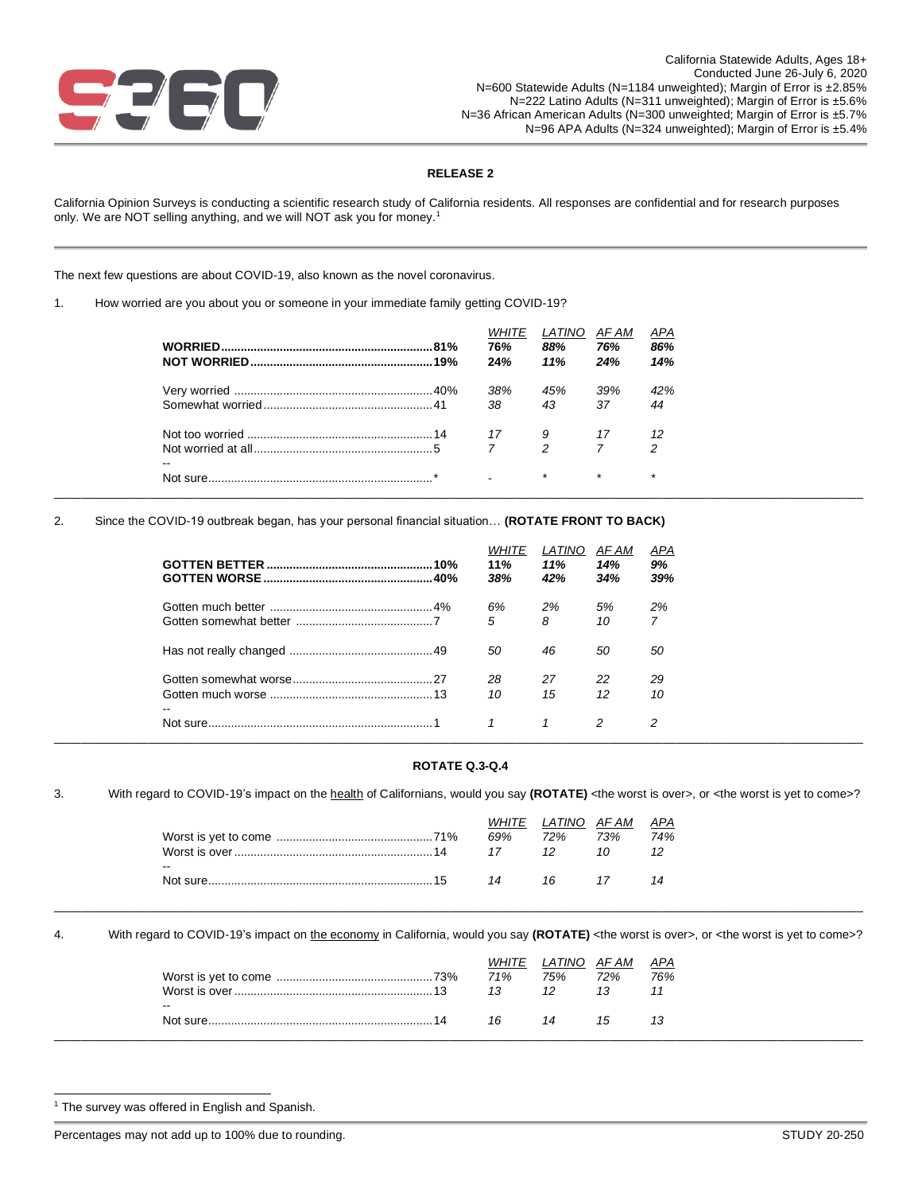California Statewide Adults, Ages 18+
Conducted June 26-July 6, 2020
N=600 Statewide Adults (N=1184 unweighted); Margin of Error is ±2.85%
N=222 Latino Adults (N=311 unweighted); Margin of Error is ±5.6%
N=36 African American Adults (N=300 unweighted; Margin of Error is ±5.7%
N=96 APA Adults (N=324 unweighted); Margin of Error is ±5.4%

**RELEASE 2**

California Opinion Surveys is conducting a scientific research study of California residents. All responses are confidential and for research purposes only. We are NOT selling anything, and we will NOT ask you for money.[1]

The next few questions are about COVID-19, also known as the novel coronavirus.

1. How worried are you about you or someone in your immediate family getting COVID-19?

| | | WHITE | LATINO | AF AM | APA |
|---|---|---|---|---|---|
| **WORRIED** | **81%** | **76%** | **88%** | **76%** | **86%** |
| **NOT WORRIED** | **19%** | **24%** | **11%** | **24%** | **14%** |
| Very worried | 40% | 38% | 45% | 39% | 42% |
| Somewhat worried | 41 | 38 | 43 | 37 | 44 |
| Not too worried | 14 | 17 | 9 | 17 | 12 |
| Not worried at all | 5 | 7 | 2 | 7 | 2 |
| -- | | | | | |
| Not sure | * | - | * | * | * |

2. Since the COVID-19 outbreak began, has your personal financial situation… **(ROTATE FRONT TO BACK)**

| | | WHITE | LATINO | AF AM | APA |
|---|---|---|---|---|---|
| **GOTTEN BETTER** | **10%** | **11%** | **11%** | **14%** | **9%** |
| **GOTTEN WORSE** | **40%** | **38%** | **42%** | **34%** | **39%** |
| Gotten much better | 4% | 6% | 2% | 5% | 2% |
| Gotten somewhat better | 7 | 5 | 8 | 10 | 7 |
| Has not really changed | 49 | 50 | 46 | 50 | 50 |
| Gotten somewhat worse | 27 | 28 | 27 | 22 | 29 |
| Gotten much worse | 13 | 10 | 15 | 12 | 10 |
| -- | | | | | |
| Not sure | 1 | 1 | 1 | 2 | 2 |

**ROTATE Q.3-Q.4**

3. With regard to COVID-19's impact on the health of Californians, would you say **(ROTATE)** <the worst is over>, or <the worst is yet to come>?

| | | WHITE | LATINO | AF AM | APA |
|---|---|---|---|---|---|
| Worst is yet to come | 71% | 69% | 72% | 73% | 74% |
| Worst is over | 14 | 17 | 12 | 10 | 12 |
| -- | | | | | |
| Not sure | 15 | 14 | 16 | 17 | 14 |

4. With regard to COVID-19's impact on the economy in California, would you say **(ROTATE)** <the worst is over>, or <the worst is yet to come>?

| | | WHITE | LATINO | AF AM | APA |
|---|---|---|---|---|---|
| Worst is yet to come | 73% | 71% | 75% | 72% | 76% |
| Worst is over | 13 | 13 | 12 | 13 | 11 |
| -- | | | | | |
| Not sure | 14 | 16 | 14 | 15 | 13 |

[1] The survey was offered in English and Spanish.

Percentages may not add up to 100% due to rounding.

STUDY 20-250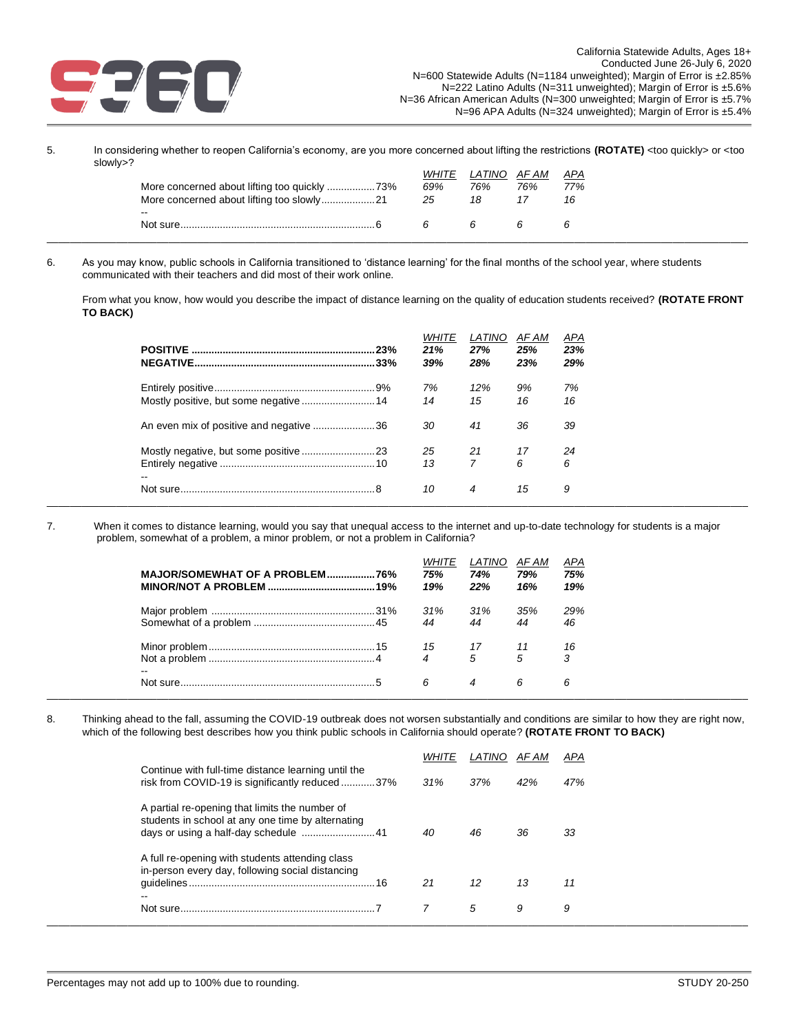California Statewide Adults, Ages 18+
Conducted June 26-July 6, 2020
N=600 Statewide Adults (N=1184 unweighted); Margin of Error is ±2.85%
N=222 Latino Adults (N=311 unweighted); Margin of Error is ±5.6%
N=36 African American Adults (N=300 unweighted); Margin of Error is ±5.7%
N=96 APA Adults (N=324 unweighted); Margin of Error is ±5.4%

5. In considering whether to reopen California's economy, are you more concerned about lifting the restrictions **(ROTATE)** <too quickly> or <too slowly>?

| | Total | *WHITE* | *LATINO* | *AF AM* | *APA* |
|---|---|---|---|---|---|
| More concerned about lifting too quickly | 73% | 69% | 76% | 76% | 77% |
| More concerned about lifting too slowly | 21 | 25 | 18 | 17 | 16 |
| -- | | | | | |
| Not sure | 6 | 6 | 6 | 6 | 6 |

6. As you may know, public schools in California transitioned to 'distance learning' for the final months of the school year, where students communicated with their teachers and did most of their work online.

From what you know, how would you describe the impact of distance learning on the quality of education students received? **(ROTATE FRONT TO BACK)**

| | Total | *WHITE* | *LATINO* | *AF AM* | *APA* |
|---|---|---|---|---|---|
| **POSITIVE** | **23%** | **21%** | **27%** | **25%** | **23%** |
| **NEGATIVE** | **33%** | **39%** | **28%** | **23%** | **29%** |
| Entirely positive | 9% | 7% | 12% | 9% | 7% |
| Mostly positive, but some negative | 14 | 14 | 15 | 16 | 16 |
| An even mix of positive and negative | 36 | 30 | 41 | 36 | 39 |
| Mostly negative, but some positive | 23 | 25 | 21 | 17 | 24 |
| Entirely negative | 10 | 13 | 7 | 6 | 6 |
| -- | | | | | |
| Not sure | 8 | 10 | 4 | 15 | 9 |

7. When it comes to distance learning, would you say that unequal access to the internet and up-to-date technology for students is a major problem, somewhat of a problem, a minor problem, or not a problem in California?

| | Total | *WHITE* | *LATINO* | *AF AM* | *APA* |
|---|---|---|---|---|---|
| **MAJOR/SOMEWHAT OF A PROBLEM** | **76%** | **75%** | **74%** | **79%** | **75%** |
| **MINOR/NOT A PROBLEM** | **19%** | **19%** | **22%** | **16%** | **19%** |
| Major problem | 31% | 31% | 31% | 35% | 29% |
| Somewhat of a problem | 45 | 44 | 44 | 44 | 46 |
| Minor problem | 15 | 15 | 17 | 11 | 16 |
| Not a problem | 4 | 4 | 5 | 5 | 3 |
| -- | | | | | |
| Not sure | 5 | 6 | 4 | 6 | 6 |

8. Thinking ahead to the fall, assuming the COVID-19 outbreak does not worsen substantially and conditions are similar to how they are right now, which of the following best describes how you think public schools in California should operate? **(ROTATE FRONT TO BACK)**

| | Total | *WHITE* | *LATINO* | *AF AM* | *APA* |
|---|---|---|---|---|---|
| Continue with full-time distance learning until the risk from COVID-19 is significantly reduced | 37% | 31% | 37% | 42% | 47% |
| A partial re-opening that limits the number of students in school at any one time by alternating days or using a half-day schedule | 41 | 40 | 46 | 36 | 33 |
| A full re-opening with students attending class in-person every day, following social distancing guidelines | 16 | 21 | 12 | 13 | 11 |
| -- | | | | | |
| Not sure | 7 | 7 | 5 | 9 | 9 |

Percentages may not add up to 100% due to rounding.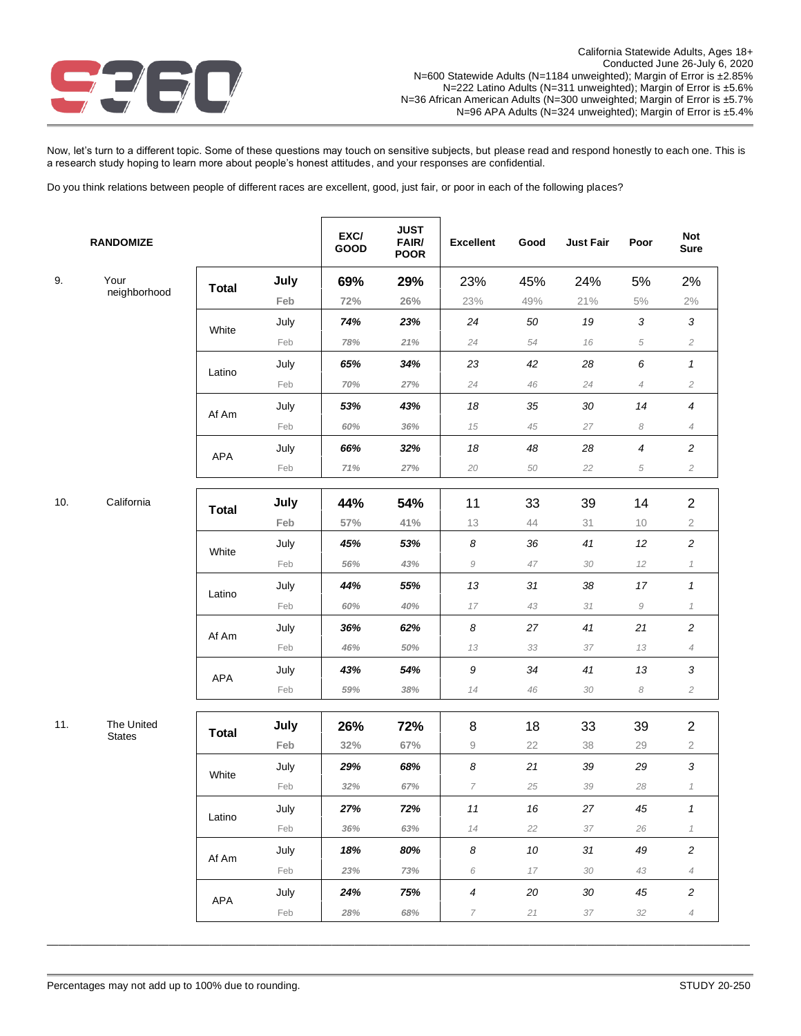California Statewide Adults, Ages 18+
Conducted June 26-July 6, 2020
N=600 Statewide Adults (N=1184 unweighted); Margin of Error is ±2.85%
N=222 Latino Adults (N=311 unweighted); Margin of Error is ±5.6%
N=36 African American Adults (N=300 unweighted; Margin of Error is ±5.7%
N=96 APA Adults (N=324 unweighted); Margin of Error is ±5.4%

Now, let's turn to a different topic. Some of these questions may touch on sensitive subjects, but please read and respond honestly to each one. This is a research study hoping to learn more about people's honest attitudes, and your responses are confidential.

Do you think relations between people of different races are excellent, good, just fair, or poor in each of the following places?

| | RANDOMIZE | | | EXC/ GOOD | JUST FAIR/ POOR | Excellent | Good | Just Fair | Poor | Not Sure |
|---|---|---|---|---|---|---|---|---|---|---|
| 9. | Your neighborhood | **Total** | **July** | **69%** | **29%** | 23% | 45% | 24% | 5% | 2% |
| | | | **Feb** | **72%** | **26%** | 23% | 49% | 21% | 5% | 2% |
| | | White | July | *74%* | *23%* | *24* | *50* | *19* | *3* | *3* |
| | | | Feb | *78%* | *21%* | *24* | *54* | *16* | *5* | *2* |
| | | Latino | July | *65%* | *34%* | *23* | *42* | *28* | *6* | *1* |
| | | | Feb | *70%* | *27%* | *24* | *46* | *24* | *4* | *2* |
| | | Af Am | July | *53%* | *43%* | *18* | *35* | *30* | *14* | *4* |
| | | | Feb | *60%* | *36%* | *15* | *45* | *27* | *8* | *4* |
| | | APA | July | *66%* | *32%* | *18* | *48* | *28* | *4* | *2* |
| | | | Feb | *71%* | *27%* | *20* | *50* | *22* | *5* | *2* |
| 10. | California | **Total** | **July** | **44%** | **54%** | 11 | 33 | 39 | 14 | 2 |
| | | | **Feb** | **57%** | **41%** | 13 | 44 | 31 | 10 | 2 |
| | | White | July | *45%* | *53%* | *8* | *36* | *41* | *12* | *2* |
| | | | Feb | *56%* | *43%* | *9* | *47* | *30* | *12* | *1* |
| | | Latino | July | *44%* | *55%* | *13* | *31* | *38* | *17* | *1* |
| | | | Feb | *60%* | *40%* | *17* | *43* | *31* | *9* | *1* |
| | | Af Am | July | *36%* | *62%* | *8* | *27* | *41* | *21* | *2* |
| | | | Feb | *46%* | *50%* | *13* | *33* | *37* | *13* | *4* |
| | | APA | July | *43%* | *54%* | *9* | *34* | *41* | *13* | *3* |
| | | | Feb | *59%* | *38%* | *14* | *46* | *30* | *8* | *2* |
| 11. | The United States | **Total** | **July** | **26%** | **72%** | 8 | 18 | 33 | 39 | 2 |
| | | | **Feb** | **32%** | **67%** | 9 | 22 | 38 | 29 | 2 |
| | | White | July | *29%* | *68%* | *8* | *21* | *39* | *29* | *3* |
| | | | Feb | *32%* | *67%* | *7* | *25* | *39* | *28* | *1* |
| | | Latino | July | *27%* | *72%* | *11* | *16* | *27* | *45* | *1* |
| | | | Feb | *36%* | *63%* | *14* | *22* | *37* | *26* | *1* |
| | | Af Am | July | *18%* | *80%* | *8* | *10* | *31* | *49* | *2* |
| | | | Feb | *23%* | *73%* | *6* | *17* | *30* | *43* | *4* |
| | | APA | July | *24%* | *75%* | *4* | *20* | *30* | *45* | *2* |
| | | | Feb | *28%* | *68%* | *7* | *21* | *37* | *32* | *4* |

Percentages may not add up to 100% due to rounding.

STUDY 20-250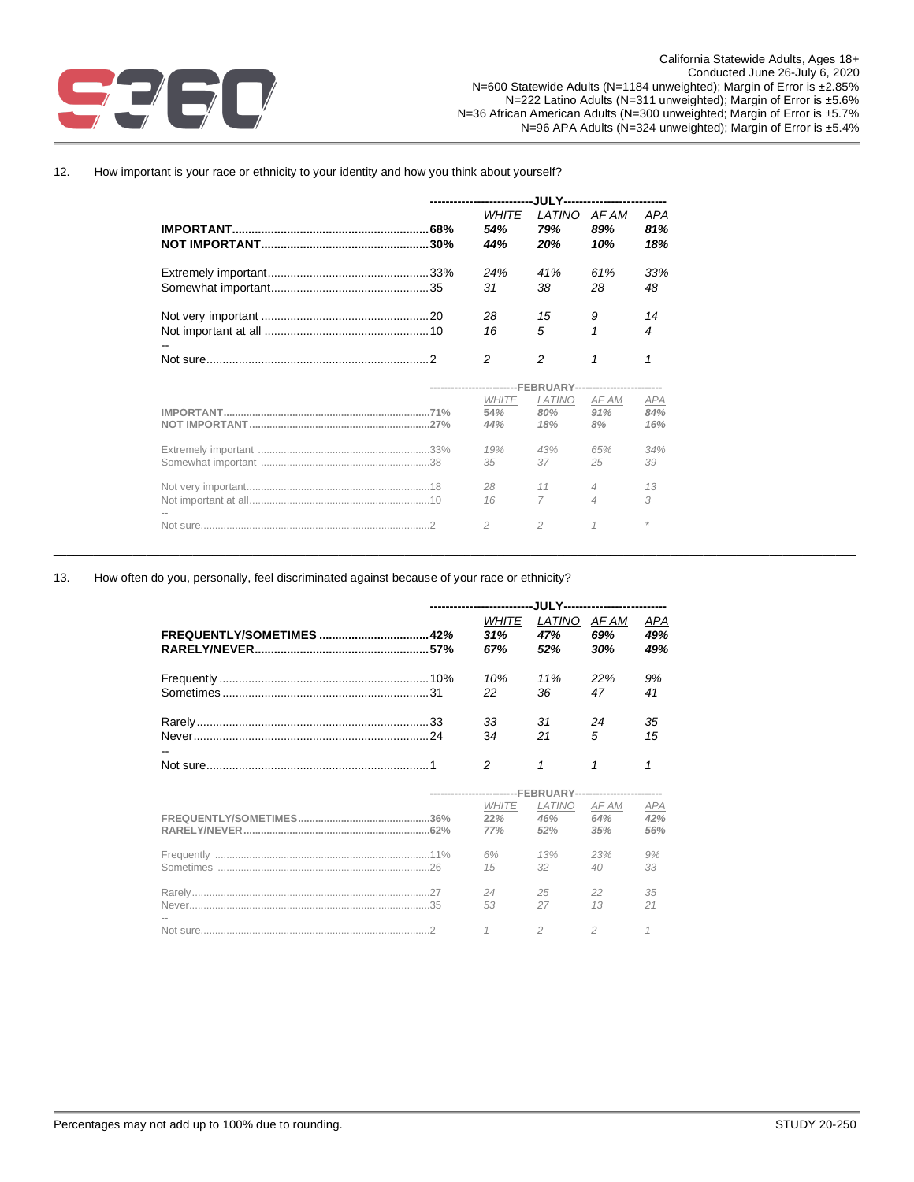California Statewide Adults, Ages 18+
Conducted June 26-July 6, 2020
N=600 Statewide Adults (N=1184 unweighted); Margin of Error is ±2.85%
N=222 Latino Adults (N=311 unweighted); Margin of Error is ±5.6%
N=36 African American Adults (N=300 unweighted; Margin of Error is ±5.7%
N=96 APA Adults (N=324 unweighted); Margin of Error is ±5.4%

12. How important is your race or ethnicity to your identity and how you think about yourself?

| JULY | Total | WHITE | LATINO | AF AM | APA |
|---|---|---|---|---|---|
| **IMPORTANT** | **68%** | 54% | 79% | 89% | 81% |
| **NOT IMPORTANT** | **30%** | 44% | 20% | 10% | 18% |
| Extremely important | 33% | 24% | 41% | 61% | 33% |
| Somewhat important | 35 | 31 | 38 | 28 | 48 |
| Not very important | 20 | 28 | 15 | 9 | 14 |
| Not important at all | 10 | 16 | 5 | 1 | 4 |
| -- | | | | | |
| Not sure | 2 | 2 | 2 | 1 | 1 |

| FEBRUARY | Total | WHITE | LATINO | AF AM | APA |
|---|---|---|---|---|---|
| IMPORTANT | 71% | 54% | 80% | 91% | 84% |
| NOT IMPORTANT | 27% | 44% | 18% | 8% | 16% |
| Extremely important | 33% | 19% | 43% | 65% | 34% |
| Somewhat important | 38 | 35 | 37 | 25 | 39 |
| Not very important | 18 | 28 | 11 | 4 | 13 |
| Not important at all | 10 | 16 | 7 | 4 | 3 |
| -- | | | | | |
| Not sure | 2 | 2 | 2 | 1 | * |

13. How often do you, personally, feel discriminated against because of your race or ethnicity?

| JULY | Total | WHITE | LATINO | AF AM | APA |
|---|---|---|---|---|---|
| **FREQUENTLY/SOMETIMES** | **42%** | 31% | 47% | 69% | 49% |
| **RARELY/NEVER** | **57%** | 67% | 52% | 30% | 49% |
| Frequently | 10% | 10% | 11% | 22% | 9% |
| Sometimes | 31 | 22 | 36 | 47 | 41 |
| Rarely | 33 | 33 | 31 | 24 | 35 |
| Never | 24 | 34 | 21 | 5 | 15 |
| -- | | | | | |
| Not sure | 1 | 2 | 1 | 1 | 1 |

| FEBRUARY | Total | WHITE | LATINO | AF AM | APA |
|---|---|---|---|---|---|
| FREQUENTLY/SOMETIMES | 36% | 22% | 46% | 64% | 42% |
| RARELY/NEVER | 62% | 77% | 52% | 35% | 56% |
| Frequently | 11% | 6% | 13% | 23% | 9% |
| Sometimes | 26 | 15 | 32 | 40 | 33 |
| Rarely | 27 | 24 | 25 | 22 | 35 |
| Never | 35 | 53 | 27 | 13 | 21 |
| -- | | | | | |
| Not sure | 2 | 1 | 2 | 2 | 1 |

Percentages may not add up to 100% due to rounding. STUDY 20-250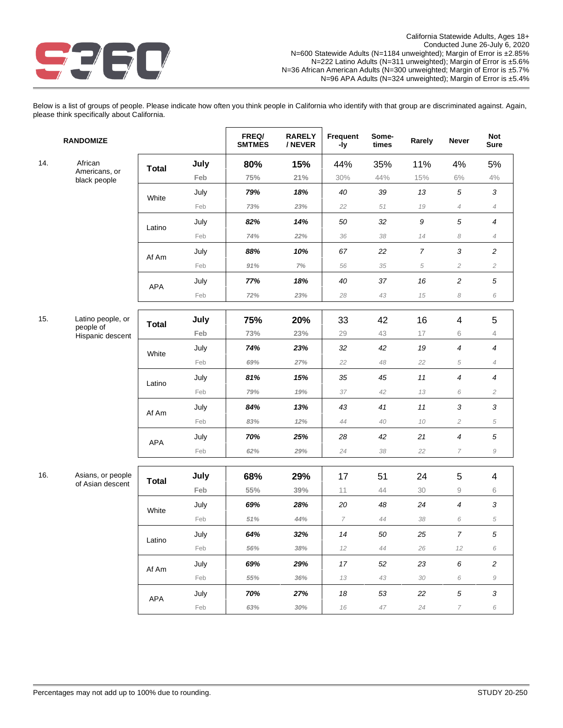California Statewide Adults, Ages 18+
Conducted June 26-July 6, 2020
N=600 Statewide Adults (N=1184 unweighted); Margin of Error is ±2.85%
N=222 Latino Adults (N=311 unweighted); Margin of Error is ±5.6%
N=36 African American Adults (N=300 unweighted; Margin of Error is ±5.7%
N=96 APA Adults (N=324 unweighted); Margin of Error is ±5.4%

Below is a list of groups of people. Please indicate how often you think people in California who identify with that group are discriminated against. Again, please think specifically about California.

| RANDOMIZE | | | | FREQ/ SMTMES | RARELY / NEVER | Frequent -ly | Some-times | Rarely | Never | Not Sure |
|---|---|---|---|---|---|---|---|---|---|---|
| 14. | African Americans, or black people | **Total** | **July** | **80%** | **15%** | 44% | 35% | 11% | 4% | 5% |
| | | | Feb | 75% | 21% | 30% | 44% | 15% | 6% | 4% |
| | | White | July | 79% | 18% | 40 | 39 | 13 | 5 | 3 |
| | | | Feb | 73% | 23% | 22 | 51 | 19 | 4 | 4 |
| | | Latino | July | 82% | 14% | 50 | 32 | 9 | 5 | 4 |
| | | | Feb | 74% | 22% | 36 | 38 | 14 | 8 | 4 |
| | | Af Am | July | 88% | 10% | 67 | 22 | 7 | 3 | 2 |
| | | | Feb | 91% | 7% | 56 | 35 | 5 | 2 | 2 |
| | | APA | July | 77% | 18% | 40 | 37 | 16 | 2 | 5 |
| | | | Feb | 72% | 23% | 28 | 43 | 15 | 8 | 6 |
| 15. | Latino people, or people of Hispanic descent | **Total** | **July** | **75%** | **20%** | 33 | 42 | 16 | 4 | 5 |
| | | | Feb | 73% | 23% | 29 | 43 | 17 | 6 | 4 |
| | | White | July | 74% | 23% | 32 | 42 | 19 | 4 | 4 |
| | | | Feb | 69% | 27% | 22 | 48 | 22 | 5 | 4 |
| | | Latino | July | 81% | 15% | 35 | 45 | 11 | 4 | 4 |
| | | | Feb | 79% | 19% | 37 | 42 | 13 | 6 | 2 |
| | | Af Am | July | 84% | 13% | 43 | 41 | 11 | 3 | 3 |
| | | | Feb | 83% | 12% | 44 | 40 | 10 | 2 | 5 |
| | | APA | July | 70% | 25% | 28 | 42 | 21 | 4 | 5 |
| | | | Feb | 62% | 29% | 24 | 38 | 22 | 7 | 9 |
| 16. | Asians, or people of Asian descent | **Total** | **July** | **68%** | **29%** | 17 | 51 | 24 | 5 | 4 |
| | | | Feb | 55% | 39% | 11 | 44 | 30 | 9 | 6 |
| | | White | July | 69% | 28% | 20 | 48 | 24 | 4 | 3 |
| | | | Feb | 51% | 44% | 7 | 44 | 38 | 6 | 5 |
| | | Latino | July | 64% | 32% | 14 | 50 | 25 | 7 | 5 |
| | | | Feb | 56% | 38% | 12 | 44 | 26 | 12 | 6 |
| | | Af Am | July | 69% | 29% | 17 | 52 | 23 | 6 | 2 |
| | | | Feb | 55% | 36% | 13 | 43 | 30 | 6 | 9 |
| | | APA | July | 70% | 27% | 18 | 53 | 22 | 5 | 3 |
| | | | Feb | 63% | 30% | 16 | 47 | 24 | 7 | 6 |

Percentages may not add up to 100% due to rounding.

STUDY 20-250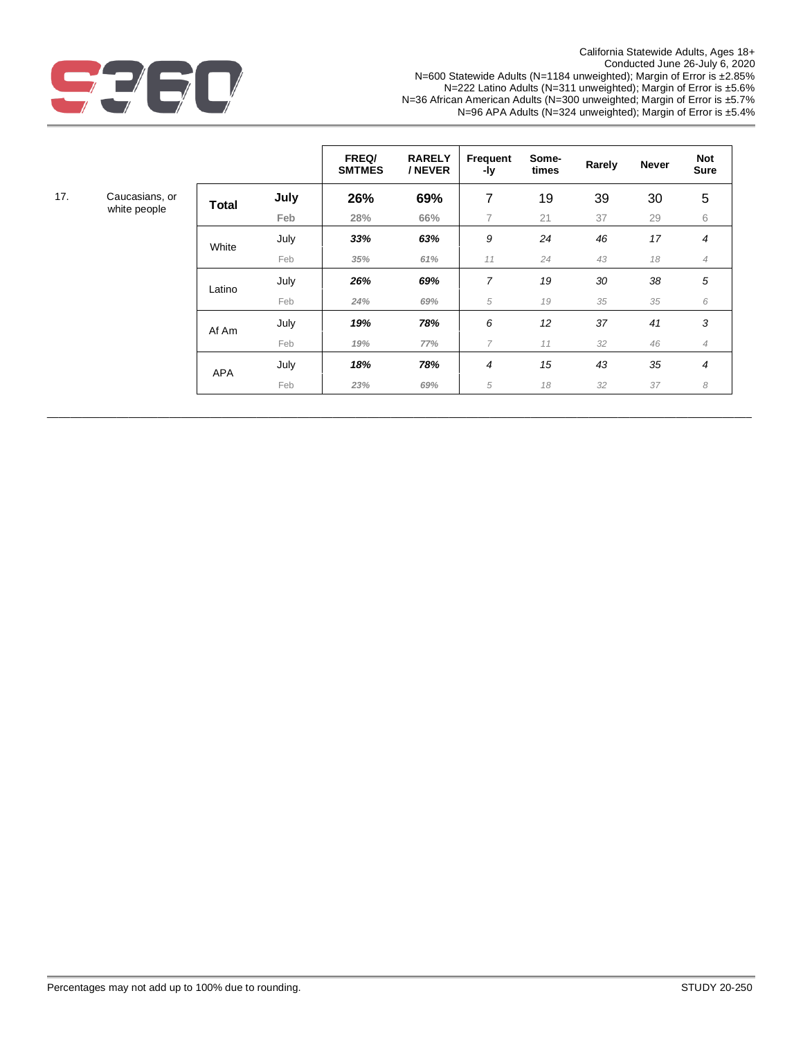California Statewide Adults, Ages 18+
Conducted June 26-July 6, 2020
N=600 Statewide Adults (N=1184 unweighted); Margin of Error is ±2.85%
N=222 Latino Adults (N=311 unweighted); Margin of Error is ±5.6%
N=36 African American Adults (N=300 unweighted; Margin of Error is ±5.7%
N=96 APA Adults (N=324 unweighted); Margin of Error is ±5.4%

| | | | | FREQ/ SMTMES | RARELY / NEVER | Frequent -ly | Some-times | Rarely | Never | Not Sure |
|---|---|---|---|---|---|---|---|---|---|---|
| 17. | Caucasians, or white people | **Total** | **July** | **26%** | **69%** | 7 | 19 | 39 | 30 | 5 |
| | | | Feb | 28% | 66% | 7 | 21 | 37 | 29 | 6 |
| | | White | July | ***33%*** | ***63%*** | *9* | *24* | *46* | *17* | *4* |
| | | | Feb | *35%* | *61%* | *11* | *24* | *43* | *18* | *4* |
| | | Latino | July | ***26%*** | ***69%*** | *7* | *19* | *30* | *38* | *5* |
| | | | Feb | *24%* | *69%* | *5* | *19* | *35* | *35* | *6* |
| | | Af Am | July | ***19%*** | ***78%*** | *6* | *12* | *37* | *41* | *3* |
| | | | Feb | *19%* | *77%* | *7* | *11* | *32* | *46* | *4* |
| | | APA | July | ***18%*** | ***78%*** | *4* | *15* | *43* | *35* | *4* |
| | | | Feb | *23%* | *69%* | *5* | *18* | *32* | *37* | *8* |

Percentages may not add up to 100% due to rounding.

STUDY 20-250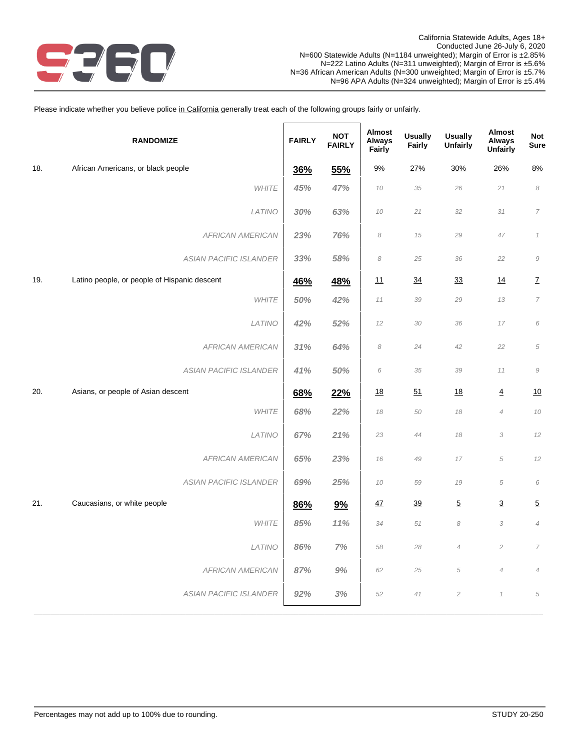California Statewide Adults, Ages 18+
Conducted June 26-July 6, 2020
N=600 Statewide Adults (N=1184 unweighted); Margin of Error is ±2.85%
N=222 Latino Adults (N=311 unweighted); Margin of Error is ±5.6%
N=36 African American Adults (N=300 unweighted; Margin of Error is ±5.7%
N=96 APA Adults (N=324 unweighted); Margin of Error is ±5.4%

Please indicate whether you believe police in California generally treat each of the following groups fairly or unfairly.

| | RANDOMIZE | FAIRLY | NOT FAIRLY | Almost Always Fairly | Usually Fairly | Usually Unfairly | Almost Always Unfairly | Not Sure |
|---|---|---|---|---|---|---|---|---|
| 18. | African Americans, or black people | 36% | 55% | 9% | 27% | 30% | 26% | 8% |
| | *WHITE* | *45%* | *47%* | *10* | *35* | *26* | *21* | *8* |
| | *LATINO* | *30%* | *63%* | *10* | *21* | *32* | *31* | *7* |
| | *AFRICAN AMERICAN* | *23%* | *76%* | *8* | *15* | *29* | *47* | *1* |
| | *ASIAN PACIFIC ISLANDER* | *33%* | *58%* | *8* | *25* | *36* | *22* | *9* |
| 19. | Latino people, or people of Hispanic descent | 46% | 48% | 11 | 34 | 33 | 14 | 7 |
| | *WHITE* | *50%* | *42%* | *11* | *39* | *29* | *13* | *7* |
| | *LATINO* | *42%* | *52%* | *12* | *30* | *36* | *17* | *6* |
| | *AFRICAN AMERICAN* | *31%* | *64%* | *8* | *24* | *42* | *22* | *5* |
| | *ASIAN PACIFIC ISLANDER* | *41%* | *50%* | *6* | *35* | *39* | *11* | *9* |
| 20. | Asians, or people of Asian descent | 68% | 22% | 18 | 51 | 18 | 4 | 10 |
| | *WHITE* | *68%* | *22%* | *18* | *50* | *18* | *4* | *10* |
| | *LATINO* | *67%* | *21%* | *23* | *44* | *18* | *3* | *12* |
| | *AFRICAN AMERICAN* | *65%* | *23%* | *16* | *49* | *17* | *5* | *12* |
| | *ASIAN PACIFIC ISLANDER* | *69%* | *25%* | *10* | *59* | *19* | *5* | *6* |
| 21. | Caucasians, or white people | 86% | 9% | 47 | 39 | 5 | 3 | 5 |
| | *WHITE* | *85%* | *11%* | *34* | *51* | *8* | *3* | *4* |
| | *LATINO* | *86%* | *7%* | *58* | *28* | *4* | *2* | *7* |
| | *AFRICAN AMERICAN* | *87%* | *9%* | *62* | *25* | *5* | *4* | *4* |
| | *ASIAN PACIFIC ISLANDER* | *92%* | *3%* | *52* | *41* | *2* | *1* | *5* |

Percentages may not add up to 100% due to rounding.

STUDY 20-250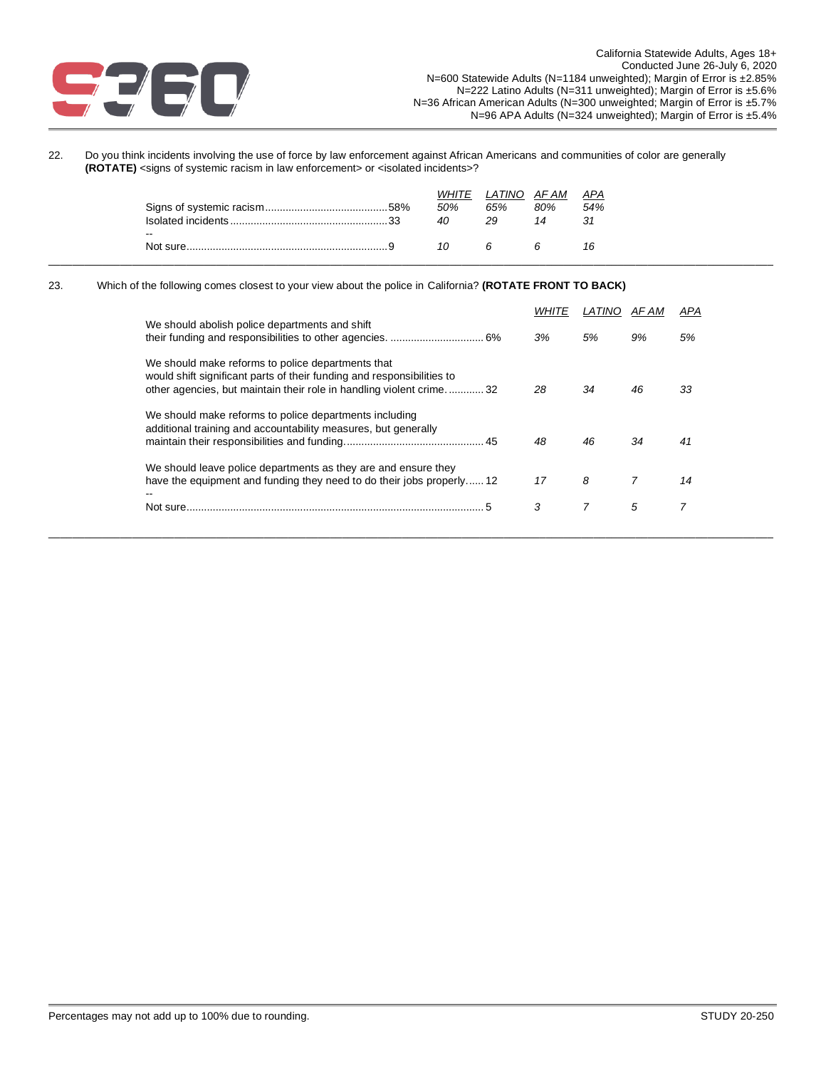California Statewide Adults, Ages 18+
Conducted June 26-July 6, 2020
N=600 Statewide Adults (N=1184 unweighted); Margin of Error is ±2.85%
N=222 Latino Adults (N=311 unweighted); Margin of Error is ±5.6%
N=36 African American Adults (N=300 unweighted; Margin of Error is ±5.7%
N=96 APA Adults (N=324 unweighted); Margin of Error is ±5.4%

22. Do you think incidents involving the use of force by law enforcement against African Americans and communities of color are generally **(ROTATE)** <signs of systemic racism in law enforcement> or <isolated incidents>?

| | Total | *WHITE* | *LATINO* | *AF AM* | *APA* |
|---|---|---|---|---|---|
| Signs of systemic racism | 58% | *50%* | *65%* | *80%* | *54%* |
| Isolated incidents | 33 | *40* | *29* | *14* | *31* |
| -- | | | | | |
| Not sure | 9 | *10* | *6* | *6* | *16* |

23. Which of the following comes closest to your view about the police in California? **(ROTATE FRONT TO BACK)**

| | Total | *WHITE* | *LATINO* | *AF AM* | *APA* |
|---|---|---|---|---|---|
| We should abolish police departments and shift their funding and responsibilities to other agencies. | 6% | *3%* | *5%* | *9%* | *5%* |
| We should make reforms to police departments that would shift significant parts of their funding and responsibilities to other agencies, but maintain their role in handling violent crime. | 32 | *28* | *34* | *46* | *33* |
| We should make reforms to police departments including additional training and accountability measures, but generally maintain their responsibilities and funding. | 45 | *48* | *46* | *34* | *41* |
| We should leave police departments as they are and ensure they have the equipment and funding they need to do their jobs properly | 12 | *17* | *8* | *7* | *14* |
| -- | | | | | |
| Not sure | 5 | *3* | *7* | *5* | *7* |

Percentages may not add up to 100% due to rounding.

STUDY 20-250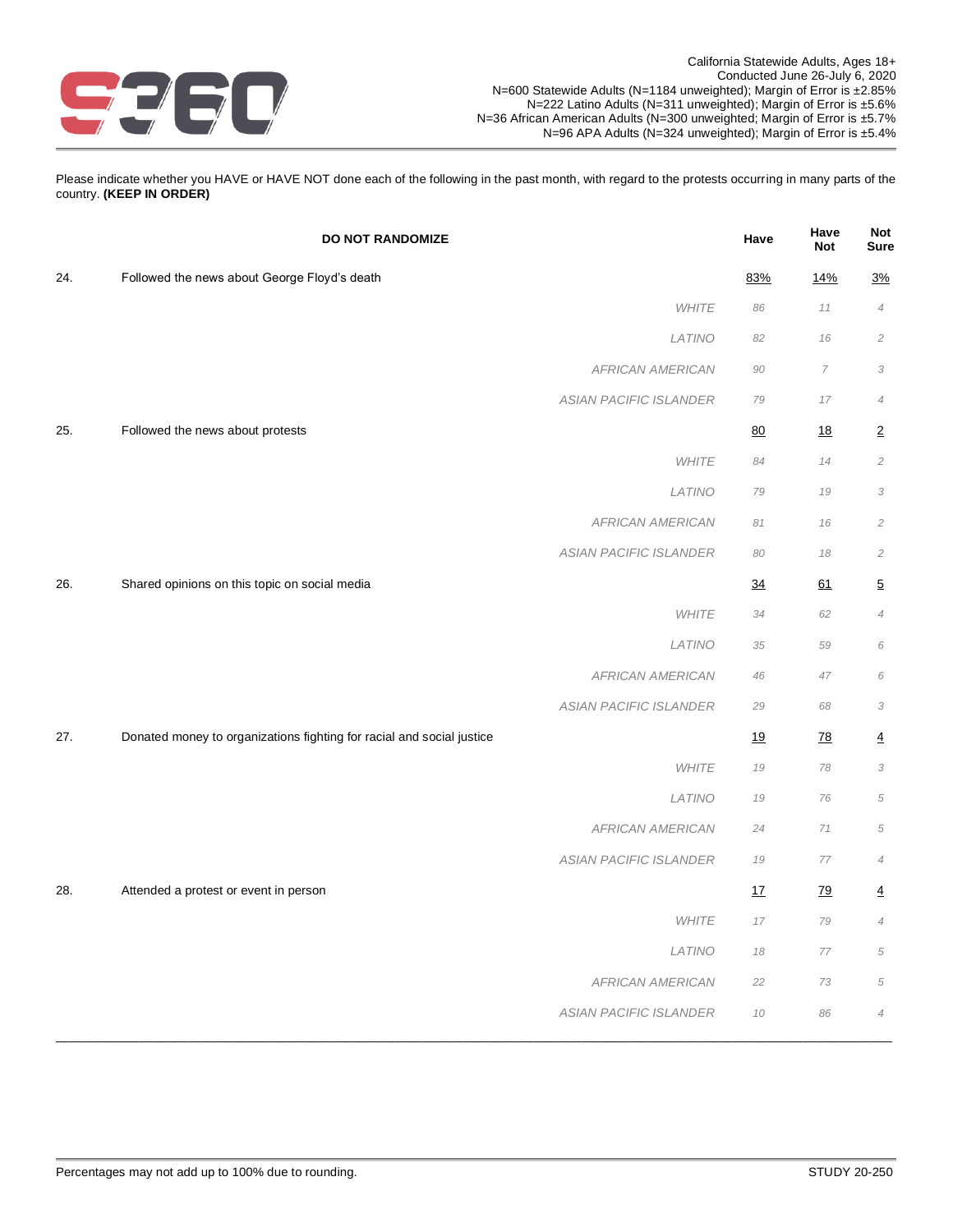California Statewide Adults, Ages 18+
Conducted June 26-July 6, 2020
N=600 Statewide Adults (N=1184 unweighted); Margin of Error is ±2.85%
N=222 Latino Adults (N=311 unweighted); Margin of Error is ±5.6%
N=36 African American Adults (N=300 unweighted; Margin of Error is ±5.7%
N=96 APA Adults (N=324 unweighted); Margin of Error is ±5.4%

Please indicate whether you HAVE or HAVE NOT done each of the following in the past month, with regard to the protests occurring in many parts of the country. **(KEEP IN ORDER)**

| | DO NOT RANDOMIZE | | Have | Have Not | Not Sure |
|---|---|---|---|---|---|
| 24. | Followed the news about George Floyd's death | | 83% | 14% | 3% |
| | | *WHITE* | *86* | *11* | *4* |
| | | *LATINO* | *82* | *16* | *2* |
| | | *AFRICAN AMERICAN* | *90* | *7* | *3* |
| | | *ASIAN PACIFIC ISLANDER* | *79* | *17* | *4* |
| 25. | Followed the news about protests | | 80 | 18 | 2 |
| | | *WHITE* | *84* | *14* | *2* |
| | | *LATINO* | *79* | *19* | *3* |
| | | *AFRICAN AMERICAN* | *81* | *16* | *2* |
| | | *ASIAN PACIFIC ISLANDER* | *80* | *18* | *2* |
| 26. | Shared opinions on this topic on social media | | 34 | 61 | 5 |
| | | *WHITE* | *34* | *62* | *4* |
| | | *LATINO* | *35* | *59* | *6* |
| | | *AFRICAN AMERICAN* | *46* | *47* | *6* |
| | | *ASIAN PACIFIC ISLANDER* | *29* | *68* | *3* |
| 27. | Donated money to organizations fighting for racial and social justice | | 19 | 78 | 4 |
| | | *WHITE* | *19* | *78* | *3* |
| | | *LATINO* | *19* | *76* | *5* |
| | | *AFRICAN AMERICAN* | *24* | *71* | *5* |
| | | *ASIAN PACIFIC ISLANDER* | *19* | *77* | *4* |
| 28. | Attended a protest or event in person | | 17 | 79 | 4 |
| | | *WHITE* | *17* | *79* | *4* |
| | | *LATINO* | *18* | *77* | *5* |
| | | *AFRICAN AMERICAN* | *22* | *73* | *5* |
| | | *ASIAN PACIFIC ISLANDER* | *10* | *86* | *4* |

Percentages may not add up to 100% due to rounding.

STUDY 20-250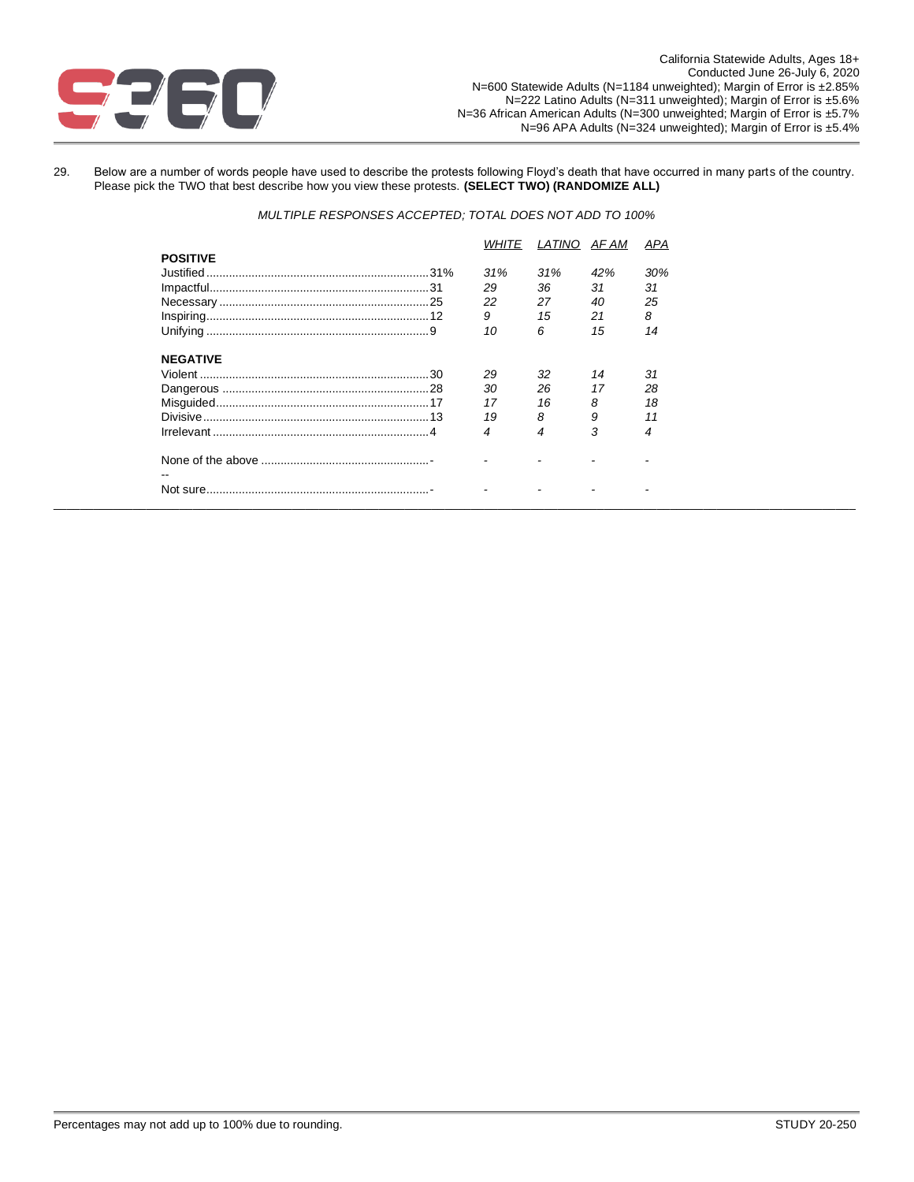California Statewide Adults, Ages 18+
Conducted June 26-July 6, 2020
N=600 Statewide Adults (N=1184 unweighted); Margin of Error is ±2.85%
N=222 Latino Adults (N=311 unweighted); Margin of Error is ±5.6%
N=36 African American Adults (N=300 unweighted; Margin of Error is ±5.7%
N=96 APA Adults (N=324 unweighted); Margin of Error is ±5.4%

29. Below are a number of words people have used to describe the protests following Floyd's death that have occurred in many parts of the country. Please pick the TWO that best describe how you view these protests. **(SELECT TWO) (RANDOMIZE ALL)**

*MULTIPLE RESPONSES ACCEPTED; TOTAL DOES NOT ADD TO 100%*

| | Total | WHITE | LATINO | AF AM | APA |
|---|---|---|---|---|---|
| **POSITIVE** | | | | | |
| Justified | 31% | 31% | 31% | 42% | 30% |
| Impactful | 31 | 29 | 36 | 31 | 31 |
| Necessary | 25 | 22 | 27 | 40 | 25 |
| Inspiring | 12 | 9 | 15 | 21 | 8 |
| Unifying | 9 | 10 | 6 | 15 | 14 |
| **NEGATIVE** | | | | | |
| Violent | 30 | 29 | 32 | 14 | 31 |
| Dangerous | 28 | 30 | 26 | 17 | 28 |
| Misguided | 17 | 17 | 16 | 8 | 18 |
| Divisive | 13 | 19 | 8 | 9 | 11 |
| Irrelevant | 4 | 4 | 4 | 3 | 4 |
| None of the above | - | - | - | - | - |
| Not sure | - | - | - | - | - |

Percentages may not add up to 100% due to rounding.

STUDY 20-250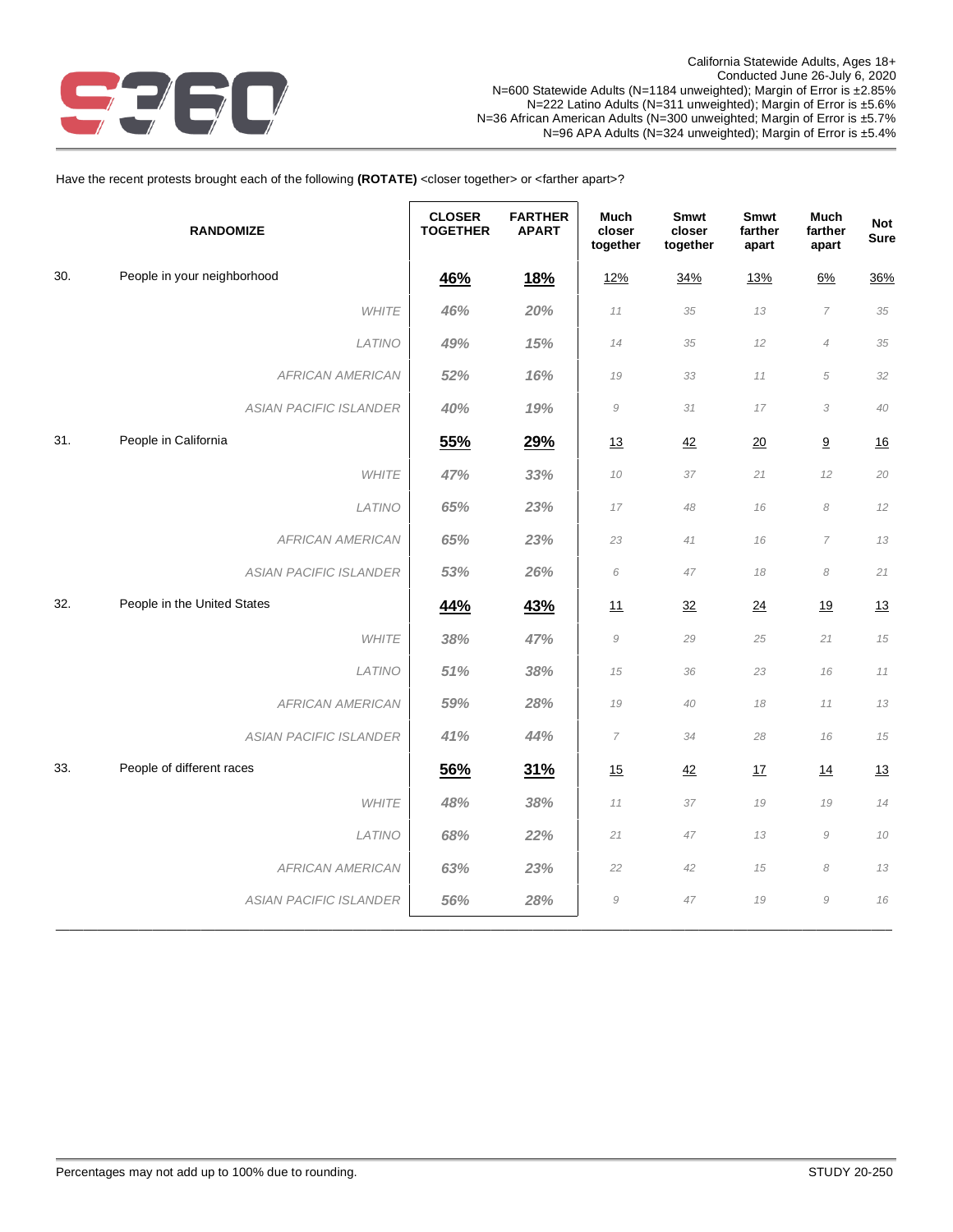California Statewide Adults, Ages 18+
Conducted June 26-July 6, 2020
N=600 Statewide Adults (N=1184 unweighted); Margin of Error is ±2.85%
N=222 Latino Adults (N=311 unweighted); Margin of Error is ±5.6%
N=36 African American Adults (N=300 unweighted; Margin of Error is ±5.7%
N=96 APA Adults (N=324 unweighted); Margin of Error is ±5.4%

Have the recent protests brought each of the following **(ROTATE)** <closer together> or <farther apart>?

| | RANDOMIZE | CLOSER TOGETHER | FARTHER APART | Much closer together | Smwt closer together | Smwt farther apart | Much farther apart | Not Sure |
|---|---|---|---|---|---|---|---|---|
| 30. | People in your neighborhood | **46%** | **18%** | 12% | 34% | 13% | 6% | 36% |
| | *WHITE* | *46%* | *20%* | *11* | *35* | *13* | *7* | *35* |
| | *LATINO* | *49%* | *15%* | *14* | *35* | *12* | *4* | *35* |
| | *AFRICAN AMERICAN* | *52%* | *16%* | *19* | *33* | *11* | *5* | *32* |
| | *ASIAN PACIFIC ISLANDER* | *40%* | *19%* | *9* | *31* | *17* | *3* | *40* |
| 31. | People in California | **55%** | **29%** | 13 | 42 | 20 | 9 | 16 |
| | *WHITE* | *47%* | *33%* | *10* | *37* | *21* | *12* | *20* |
| | *LATINO* | *65%* | *23%* | *17* | *48* | *16* | *8* | *12* |
| | *AFRICAN AMERICAN* | *65%* | *23%* | *23* | *41* | *16* | *7* | *13* |
| | *ASIAN PACIFIC ISLANDER* | *53%* | *26%* | *6* | *47* | *18* | *8* | *21* |
| 32. | People in the United States | **44%** | **43%** | 11 | 32 | 24 | 19 | 13 |
| | *WHITE* | *38%* | *47%* | *9* | *29* | *25* | *21* | *15* |
| | *LATINO* | *51%* | *38%* | *15* | *36* | *23* | *16* | *11* |
| | *AFRICAN AMERICAN* | *59%* | *28%* | *19* | *40* | *18* | *11* | *13* |
| | *ASIAN PACIFIC ISLANDER* | *41%* | *44%* | *7* | *34* | *28* | *16* | *15* |
| 33. | People of different races | **56%** | **31%** | 15 | 42 | 17 | 14 | 13 |
| | *WHITE* | *48%* | *38%* | *11* | *37* | *19* | *19* | *14* |
| | *LATINO* | *68%* | *22%* | *21* | *47* | *13* | *9* | *10* |
| | *AFRICAN AMERICAN* | *63%* | *23%* | *22* | *42* | *15* | *8* | *13* |
| | *ASIAN PACIFIC ISLANDER* | *56%* | *28%* | *9* | *47* | *19* | *9* | *16* |

Percentages may not add up to 100% due to rounding.

STUDY 20-250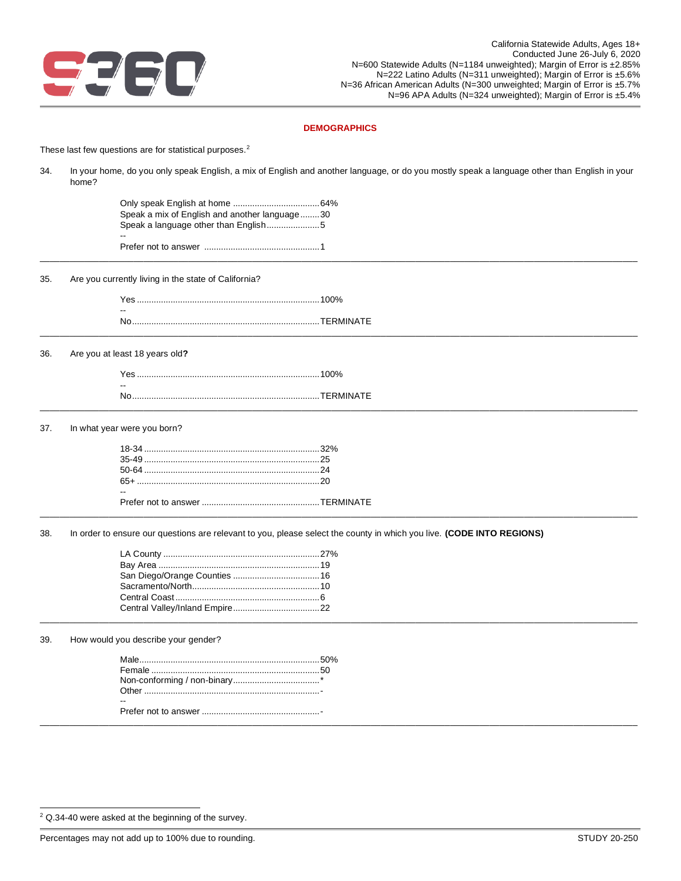California Statewide Adults, Ages 18+
Conducted June 26-July 6, 2020
N=600 Statewide Adults (N=1184 unweighted); Margin of Error is ±2.85%
N=222 Latino Adults (N=311 unweighted); Margin of Error is ±5.6%
N=36 African American Adults (N=300 unweighted; Margin of Error is ±5.7%
N=96 APA Adults (N=324 unweighted); Margin of Error is ±5.4%

## DEMOGRAPHICS

These last few questions are for statistical purposes.[2]

34. In your home, do you only speak English, a mix of English and another language, or do you mostly speak a language other than English in your home?

| | |
|---|---|
| Only speak English at home | 64% |
| Speak a mix of English and another language | 30 |
| Speak a language other than English | 5 |
| -- | |
| Prefer not to answer | 1 |

---

35. Are you currently living in the state of California?

| | |
|---|---|
| Yes | 100% |
| -- | |
| No | TERMINATE |

---

36. Are you at least 18 years old**?**

| | |
|---|---|
| Yes | 100% |
| -- | |
| No | TERMINATE |

---

37. In what year were you born?

| | |
|---|---|
| 18-34 | 32% |
| 35-49 | 25 |
| 50-64 | 24 |
| 65+ | 20 |
| -- | |
| Prefer not to answer | TERMINATE |

---

38. In order to ensure our questions are relevant to you, please select the county in which you live. **(CODE INTO REGIONS)**

| | |
|---|---|
| LA County | 27% |
| Bay Area | 19 |
| San Diego/Orange Counties | 16 |
| Sacramento/North | 10 |
| Central Coast | 6 |
| Central Valley/Inland Empire | 22 |

---

39. How would you describe your gender?

| | |
|---|---|
| Male | 50% |
| Female | 50 |
| Non-conforming / non-binary | * |
| Other | - |
| -- | |
| Prefer not to answer | - |

---

[2] Q.34-40 were asked at the beginning of the survey.

Percentages may not add up to 100% due to rounding.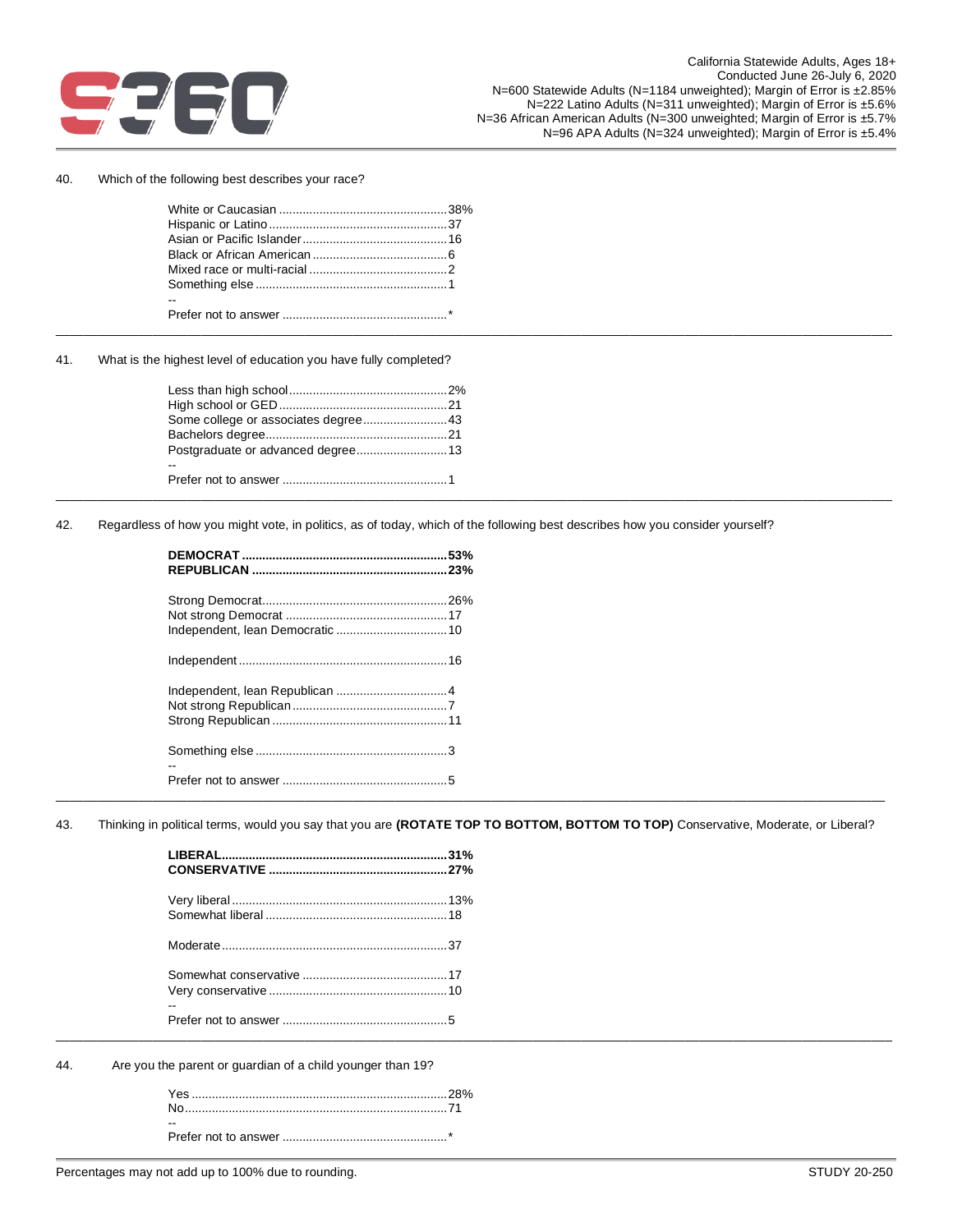California Statewide Adults, Ages 18+
Conducted June 26-July 6, 2020
N=600 Statewide Adults (N=1184 unweighted); Margin of Error is ±2.85%
N=222 Latino Adults (N=311 unweighted); Margin of Error is ±5.6%
N=36 African American Adults (N=300 unweighted; Margin of Error is ±5.7%
N=96 APA Adults (N=324 unweighted); Margin of Error is ±5.4%

40. Which of the following best describes your race?

| | |
|---|---|
| White or Caucasian | 38% |
| Hispanic or Latino | 37 |
| Asian or Pacific Islander | 16 |
| Black or African American | 6 |
| Mixed race or multi-racial | 2 |
| Something else | 1 |
| -- | |
| Prefer not to answer | * |

41. What is the highest level of education you have fully completed?

| | |
|---|---|
| Less than high school | 2% |
| High school or GED | 21 |
| Some college or associates degree | 43 |
| Bachelors degree | 21 |
| Postgraduate or advanced degree | 13 |
| -- | |
| Prefer not to answer | 1 |

42. Regardless of how you might vote, in politics, as of today, which of the following best describes how you consider yourself?

| | |
|---|---|
| **DEMOCRAT** | **53%** |
| **REPUBLICAN** | **23%** |
| | |
| Strong Democrat | 26% |
| Not strong Democrat | 17 |
| Independent, lean Democratic | 10 |
| | |
| Independent | 16 |
| | |
| Independent, lean Republican | 4 |
| Not strong Republican | 7 |
| Strong Republican | 11 |
| | |
| Something else | 3 |
| -- | |
| Prefer not to answer | 5 |

43. Thinking in political terms, would you say that you are **(ROTATE TOP TO BOTTOM, BOTTOM TO TOP)** Conservative, Moderate, or Liberal?

| | |
|---|---|
| **LIBERAL** | **31%** |
| **CONSERVATIVE** | **27%** |
| | |
| Very liberal | 13% |
| Somewhat liberal | 18 |
| | |
| Moderate | 37 |
| | |
| Somewhat conservative | 17 |
| Very conservative | 10 |
| -- | |
| Prefer not to answer | 5 |

44. Are you the parent or guardian of a child younger than 19?

| | |
|---|---|
| Yes | 28% |
| No | 71 |
| -- | |
| Prefer not to answer | * |

Percentages may not add up to 100% due to rounding.

STUDY 20-250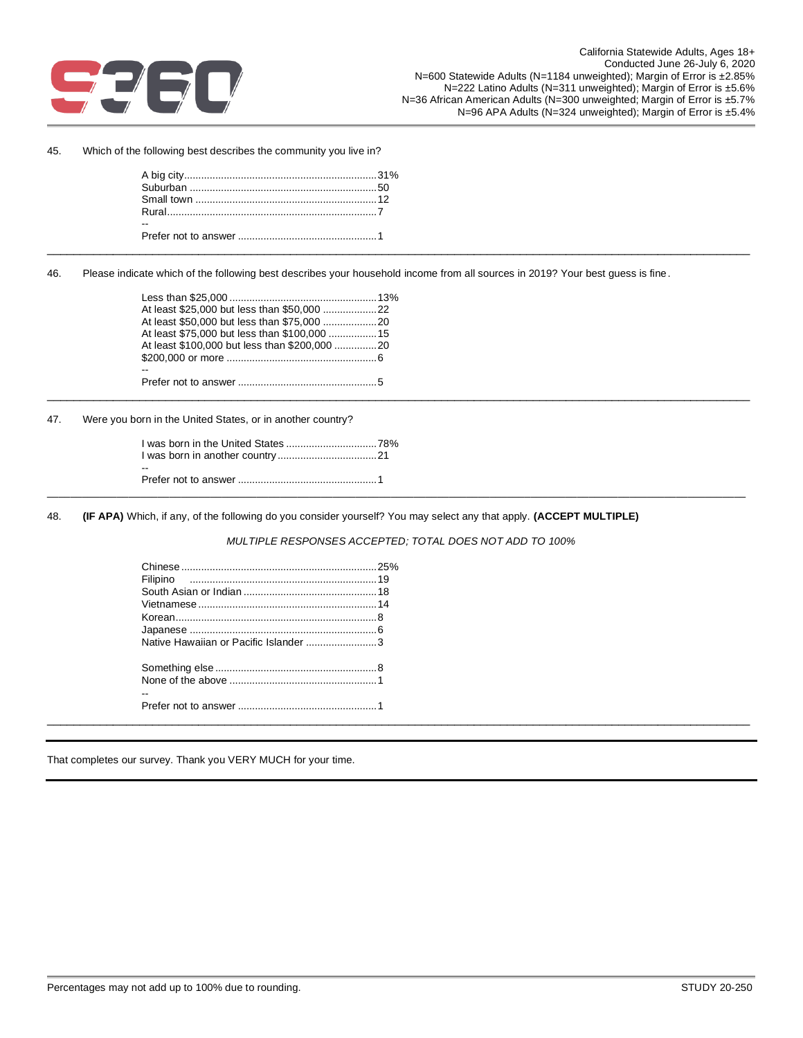45. Which of the following best describes the community you live in?

| | |
|---|---|
| A big city | 31% |
| Suburban | 50 |
| Small town | 12 |
| Rural | 7 |
| -- | |
| Prefer not to answer | 1 |

46. Please indicate which of the following best describes your household income from all sources in 2019? Your best guess is fine.

| | |
|---|---|
| Less than $25,000 | 13% |
| At least $25,000 but less than $50,000 | 22 |
| At least $50,000 but less than $75,000 | 20 |
| At least $75,000 but less than $100,000 | 15 |
| At least $100,000 but less than $200,000 | 20 |
| $200,000 or more | 6 |
| -- | |
| Prefer not to answer | 5 |

47. Were you born in the United States, or in another country?

| | |
|---|---|
| I was born in the United States | 78% |
| I was born in another country | 21 |
| -- | |
| Prefer not to answer | 1 |

48. **(IF APA)** Which, if any, of the following do you consider yourself? You may select any that apply. **(ACCEPT MULTIPLE)**

*MULTIPLE RESPONSES ACCEPTED; TOTAL DOES NOT ADD TO 100%*

| | |
|---|---|
| Chinese | 25% |
| Filipino | 19 |
| South Asian or Indian | 18 |
| Vietnamese | 14 |
| Korean | 8 |
| Japanese | 6 |
| Native Hawaiian or Pacific Islander | 3 |
| Something else | 8 |
| None of the above | 1 |
| -- | |
| Prefer not to answer | 1 |

That completes our survey. Thank you VERY MUCH for your time.

Percentages may not add up to 100% due to rounding.